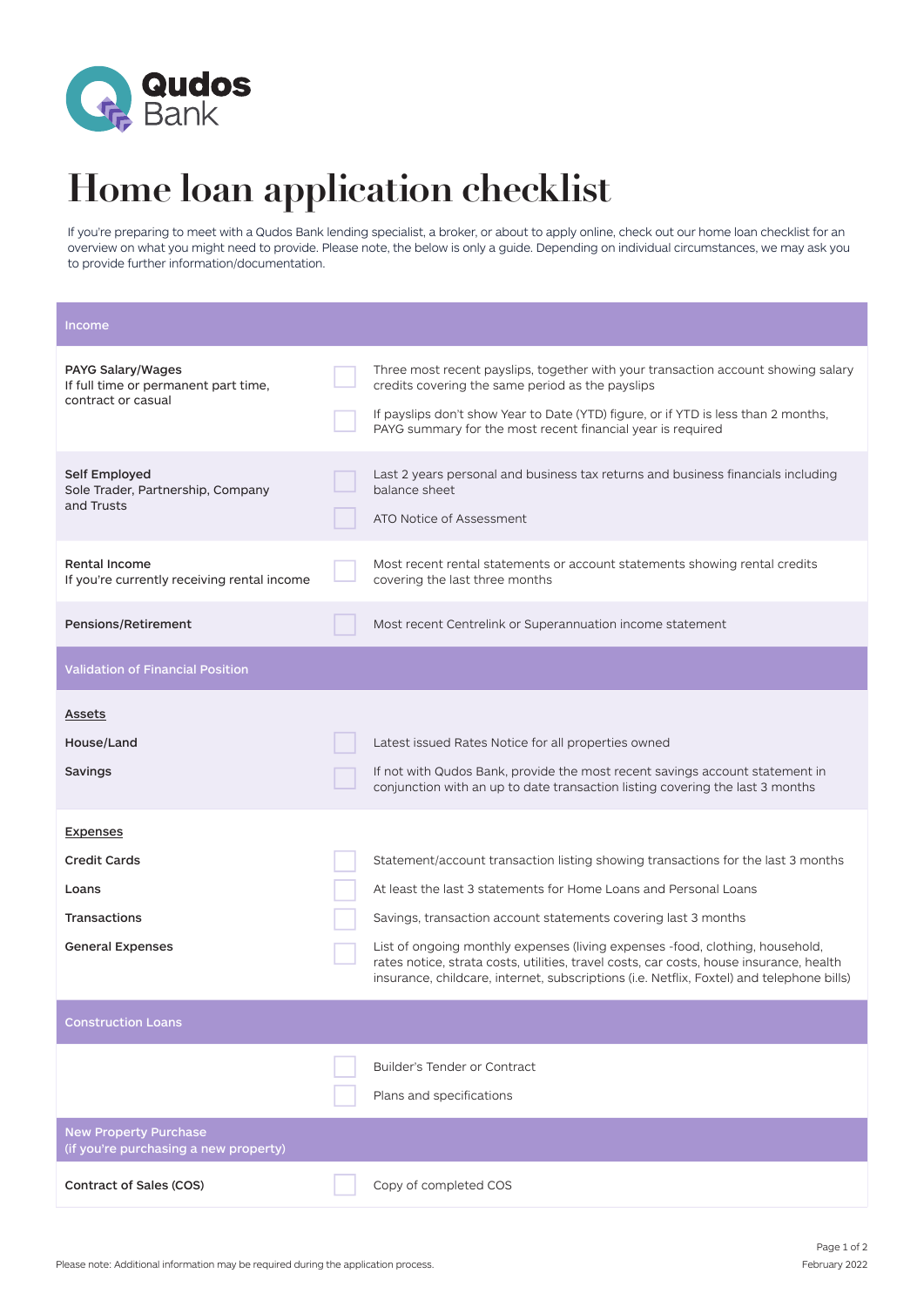Qudos Bank

# Home loan application checklist

If you're preparing to meet with a Qudos Bank lending specialist, a broker, or about to apply online, check out our home loan checklist for an overview on what you might need to provide. Please note, the below is only a guide. Depending on individual circumstances, we may ask you to provide further information/documentation.

| Income | | |
|---|---|---|
| **PAYG Salary/Wages**<br>If full time or permanent part time, contract or casual | ☐ | Three most recent payslips, together with your transaction account showing salary credits covering the same period as the payslips |
| | ☐ | If payslips don't show Year to Date (YTD) figure, or if YTD is less than 2 months, PAYG summary for the most recent financial year is required |
| **Self Employed**<br>Sole Trader, Partnership, Company and Trusts | ☐ | Last 2 years personal and business tax returns and business financials including balance sheet |
| | ☐ | ATO Notice of Assessment |
| **Rental Income**<br>If you're currently receiving rental income | ☐ | Most recent rental statements or account statements showing rental credits covering the last three months |
| **Pensions/Retirement** | ☐ | Most recent Centrelink or Superannuation income statement |

| Validation of Financial Position | | |
|---|---|---|
| Assets | | |
| **House/Land** | ☐ | Latest issued Rates Notice for all properties owned |
| **Savings** | ☐ | If not with Qudos Bank, provide the most recent savings account statement in conjunction with an up to date transaction listing covering the last 3 months |
| Expenses | | |
| **Credit Cards** | ☐ | Statement/account transaction listing showing transactions for the last 3 months |
| **Loans** | ☐ | At least the last 3 statements for Home Loans and Personal Loans |
| **Transactions** | ☐ | Savings, transaction account statements covering last 3 months |
| **General Expenses** | ☐ | List of ongoing monthly expenses (living expenses -food, clothing, household, rates notice, strata costs, utilities, travel costs, car costs, house insurance, health insurance, childcare, internet, subscriptions (i.e. Netflix, Foxtel) and telephone bills) |

| Construction Loans | | |
|---|---|---|
| | ☐ | Builder's Tender or Contract |
| | ☐ | Plans and specifications |

| New Property Purchase (if you're purchasing a new property) | | |
|---|---|---|
| **Contract of Sales (COS)** | ☐ | Copy of completed COS |

Please note: Additional information may be required during the application process.

February 2022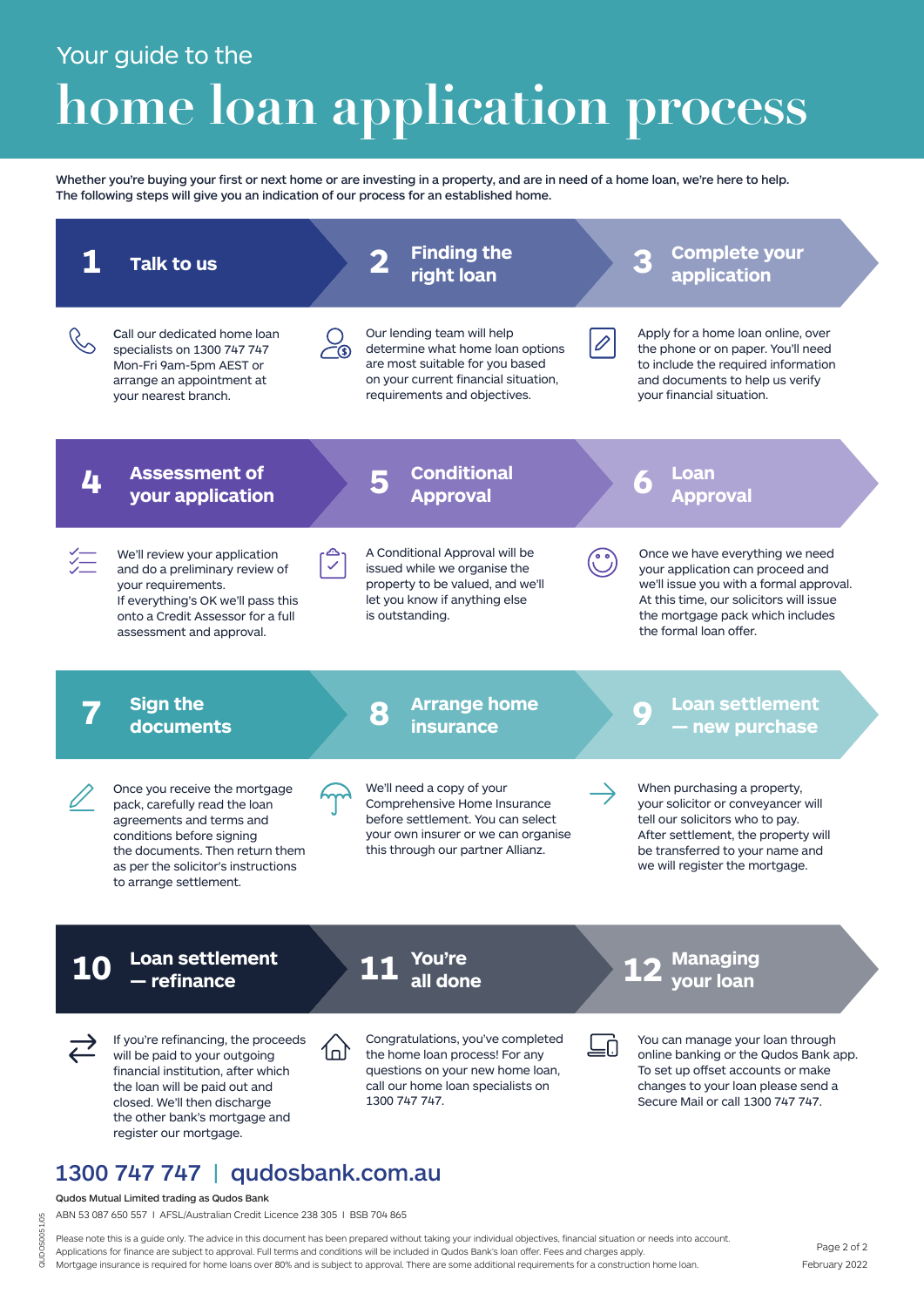Your guide to the

# home loan application process

**Whether you're buying your first or next home or are investing in a property, and are in need of a home loan, we're here to help. The following steps will give you an indication of our process for an established home.**

## 1 Talk to us

Call our dedicated home loan specialists on 1300 747 747 Mon-Fri 9am-5pm AEST or arrange an appointment at your nearest branch.

## 2 Finding the right loan

Our lending team will help determine what home loan options are most suitable for you based on your current financial situation, requirements and objectives.

## 3 Complete your application

Apply for a home loan online, over the phone or on paper. You'll need to include the required information and documents to help us verify your financial situation.

## 4 Assessment of your application

We'll review your application and do a preliminary review of your requirements.
If everything's OK we'll pass this onto a Credit Assessor for a full assessment and approval.

## 5 Conditional Approval

A Conditional Approval will be issued while we organise the property to be valued, and we'll let you know if anything else is outstanding.

## 6 Loan Approval

Once we have everything we need your application can proceed and we'll issue you with a formal approval. At this time, our solicitors will issue the mortgage pack which includes the formal loan offer.

## 7 Sign the documents

Once you receive the mortgage pack, carefully read the loan agreements and terms and conditions before signing the documents. Then return them as per the solicitor's instructions to arrange settlement.

## 8 Arrange home insurance

We'll need a copy of your Comprehensive Home Insurance before settlement. You can select your own insurer or we can organise this through our partner Allianz.

## 9 Loan settlement — new purchase

When purchasing a property, your solicitor or conveyancer will tell our solicitors who to pay. After settlement, the property will be transferred to your name and we will register the mortgage.

## 10 Loan settlement — refinance

If you're refinancing, the proceeds will be paid to your outgoing financial institution, after which the loan will be paid out and closed. We'll then discharge the other bank's mortgage and register our mortgage.

## 11 You're all done

Congratulations, you've completed the home loan process! For any questions on your new home loan, call our home loan specialists on 1300 747 747.

## 12 Managing your loan

You can manage your loan through online banking or the Qudos Bank app. To set up offset accounts or make changes to your loan please send a Secure Mail or call 1300 747 747.

**1300 747 747 | qudosbank.com.au**

**Qudos Mutual Limited trading as Qudos Bank**

ABN 53 087 650 557 I AFSL/Australian Credit Licence 238 305 I BSB 704 865

QUDOS0051/05

Please note this is a guide only. The advice in this document has been prepared without taking your individual objectives, financial situation or needs into account.
Applications for finance are subject to approval. Full terms and conditions will be included in Qudos Bank's loan offer. Fees and charges apply.
Mortgage insurance is required for home loans over 80% and is subject to approval. There are some additional requirements for a construction home loan.

February 2022